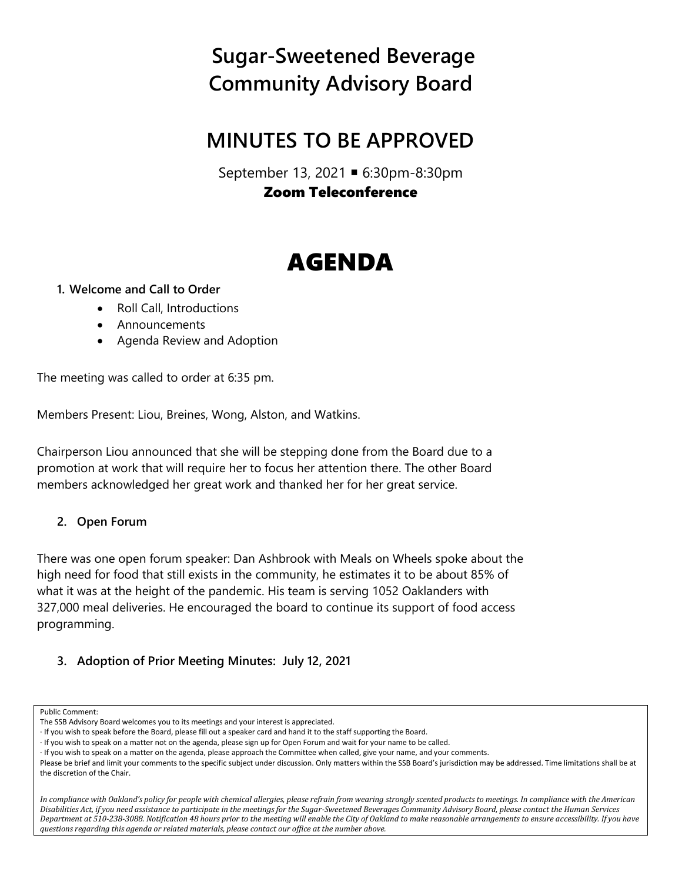# Sugar-Sweetened Beverage Community Advisory Board

## MINUTES TO BE APPROVED

September 13, 2021 ▪ 6:30pm-8:30pm

**Zoom Teleconference**

# AGENDA

**1. Welcome and Call to Order**

- Roll Call, Introductions
- Announcements
- Agenda Review and Adoption

The meeting was called to order at 6:35 pm.

Members Present: Liou, Breines, Wong, Alston, and Watkins.

Chairperson Liou announced that she will be stepping done from the Board due to a promotion at work that will require her to focus her attention there. The other Board members acknowledged her great work and thanked her for her great service.

**2. Open Forum**

There was one open forum speaker: Dan Ashbrook with Meals on Wheels spoke about the high need for food that still exists in the community, he estimates it to be about 85% of what it was at the height of the pandemic. His team is serving 1052 Oaklanders with 327,000 meal deliveries. He encouraged the board to continue its support of food access programming.

**3. Adoption of Prior Meeting Minutes: July 12, 2021**

Public Comment:
The SSB Advisory Board welcomes you to its meetings and your interest is appreciated.
· If you wish to speak before the Board, please fill out a speaker card and hand it to the staff supporting the Board.
· If you wish to speak on a matter not on the agenda, please sign up for Open Forum and wait for your name to be called.
· If you wish to speak on a matter on the agenda, please approach the Committee when called, give your name, and your comments.
Please be brief and limit your comments to the specific subject under discussion. Only matters within the SSB Board's jurisdiction may be addressed. Time limitations shall be at the discretion of the Chair.

*In compliance with Oakland's policy for people with chemical allergies, please refrain from wearing strongly scented products to meetings. In compliance with the American Disabilities Act, if you need assistance to participate in the meetings for the Sugar-Sweetened Beverages Community Advisory Board, please contact the Human Services Department at 510-238-3088. Notification 48 hours prior to the meeting will enable the City of Oakland to make reasonable arrangements to ensure accessibility. If you have questions regarding this agenda or related materials, please contact our office at the number above.*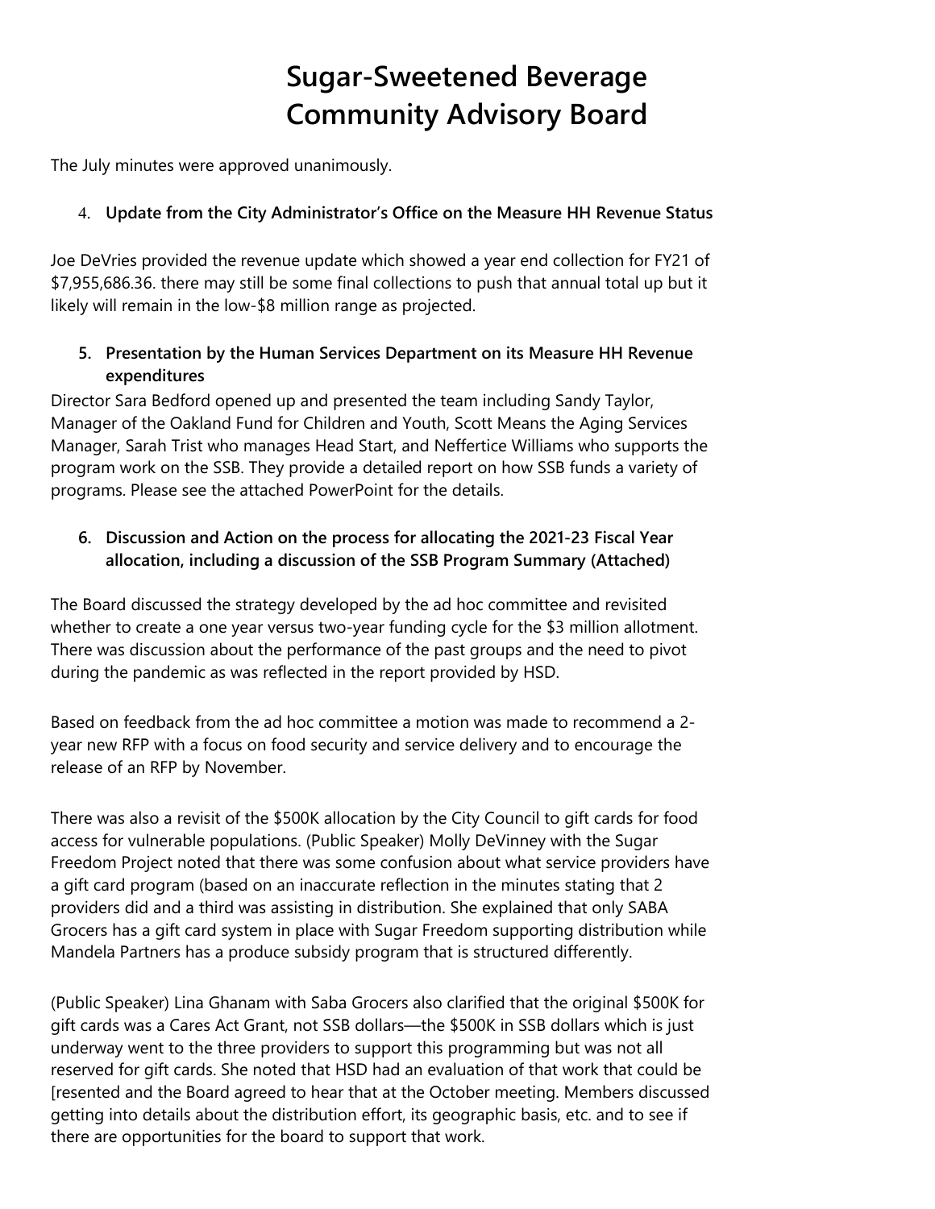# Sugar-Sweetened Beverage Community Advisory Board

The July minutes were approved unanimously.

4. **Update from the City Administrator's Office on the Measure HH Revenue Status**

Joe DeVries provided the revenue update which showed a year end collection for FY21 of $7,955,686.36. there may still be some final collections to push that annual total up but it likely will remain in the low-$8 million range as projected.

5. **Presentation by the Human Services Department on its Measure HH Revenue expenditures**

Director Sara Bedford opened up and presented the team including Sandy Taylor, Manager of the Oakland Fund for Children and Youth, Scott Means the Aging Services Manager, Sarah Trist who manages Head Start, and Neffertice Williams who supports the program work on the SSB. They provide a detailed report on how SSB funds a variety of programs. Please see the attached PowerPoint for the details.

6. **Discussion and Action on the process for allocating the 2021-23 Fiscal Year allocation, including a discussion of the SSB Program Summary (Attached)**

The Board discussed the strategy developed by the ad hoc committee and revisited whether to create a one year versus two-year funding cycle for the $3 million allotment. There was discussion about the performance of the past groups and the need to pivot during the pandemic as was reflected in the report provided by HSD.

Based on feedback from the ad hoc committee a motion was made to recommend a 2-year new RFP with a focus on food security and service delivery and to encourage the release of an RFP by November.

There was also a revisit of the $500K allocation by the City Council to gift cards for food access for vulnerable populations. (Public Speaker) Molly DeVinney with the Sugar Freedom Project noted that there was some confusion about what service providers have a gift card program (based on an inaccurate reflection in the minutes stating that 2 providers did and a third was assisting in distribution. She explained that only SABA Grocers has a gift card system in place with Sugar Freedom supporting distribution while Mandela Partners has a produce subsidy program that is structured differently.

(Public Speaker) Lina Ghanam with Saba Grocers also clarified that the original $500K for gift cards was a Cares Act Grant, not SSB dollars—the $500K in SSB dollars which is just underway went to the three providers to support this programming but was not all reserved for gift cards. She noted that HSD had an evaluation of that work that could be [resented and the Board agreed to hear that at the October meeting. Members discussed getting into details about the distribution effort, its geographic basis, etc. and to see if there are opportunities for the board to support that work.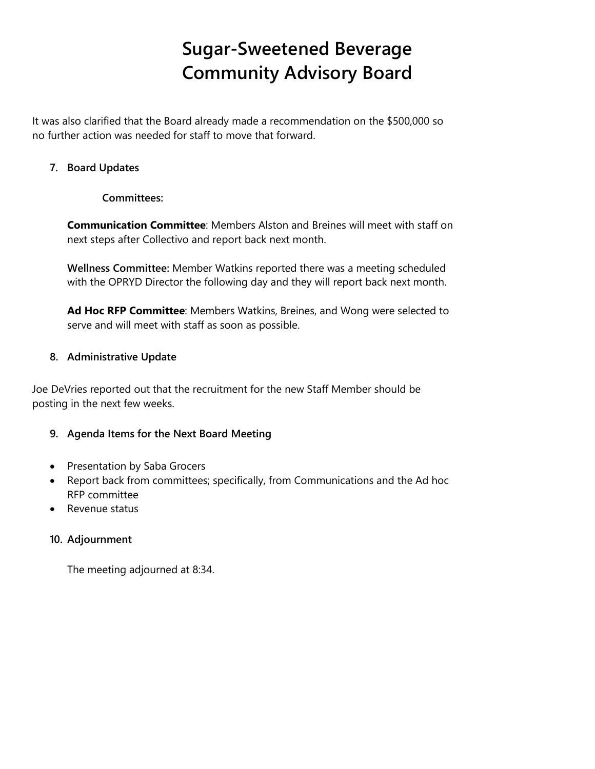It was also clarified that the Board already made a recommendation on the $500,000 so no further action was needed for staff to move that forward.

7. **Board Updates**

   **Committees:**

   **Communication Committee**: Members Alston and Breines will meet with staff on next steps after Collectivo and report back next month.

   **Wellness Committee:** Member Watkins reported there was a meeting scheduled with the OPRYD Director the following day and they will report back next month.

   **Ad Hoc RFP Committee**: Members Watkins, Breines, and Wong were selected to serve and will meet with staff as soon as possible.

8. **Administrative Update**

Joe DeVries reported out that the recruitment for the new Staff Member should be posting in the next few weeks.

9. **Agenda Items for the Next Board Meeting**

- Presentation by Saba Grocers
- Report back from committees; specifically, from Communications and the Ad hoc RFP committee
- Revenue status

10. **Adjournment**

    The meeting adjourned at 8:34.